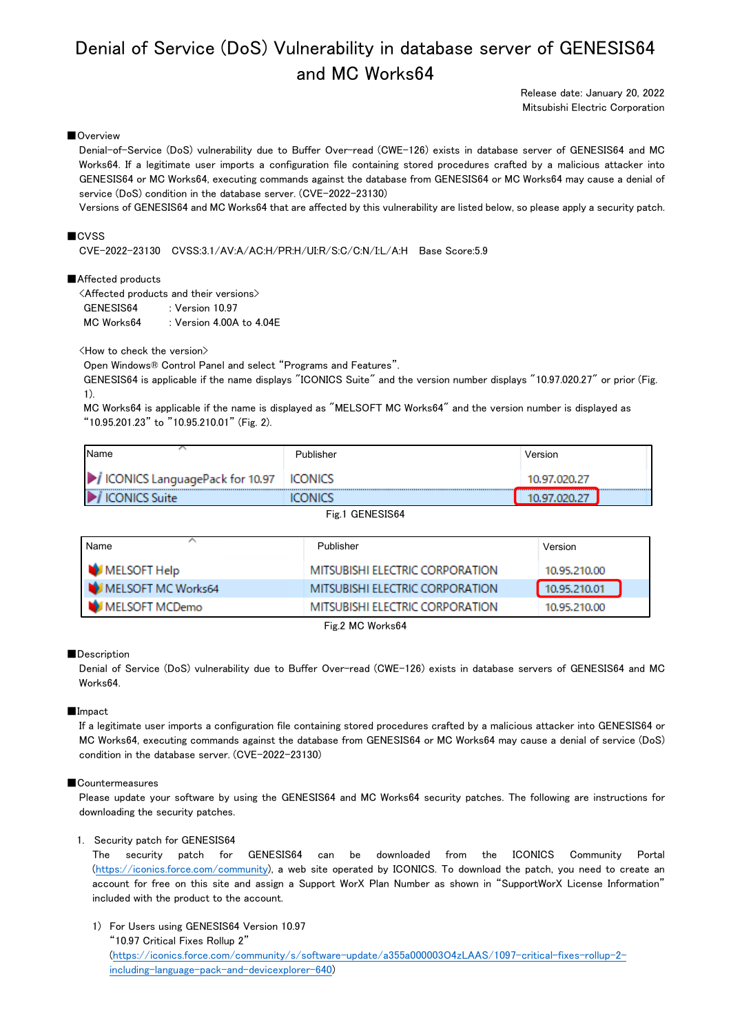# Denial of Service (DoS) Vulnerability in database server of GENESIS64 and MC Works64

Release date: January 20, 2022
Mitsubishi Electric Corporation

## ■Overview

Denial-of-Service (DoS) vulnerability due to Buffer Over-read (CWE-126) exists in database server of GENESIS64 and MC Works64. If a legitimate user imports a configuration file containing stored procedures crafted by a malicious attacker into GENESIS64 or MC Works64, executing commands against the database from GENESIS64 or MC Works64 may cause a denial of service (DoS) condition in the database server. (CVE-2022-23130)
Versions of GENESIS64 and MC Works64 that are affected by this vulnerability are listed below, so please apply a security patch.

## ■CVSS

CVE-2022-23130 CVSS:3.1/AV:A/AC:H/PR:H/UI:R/S:C/C:N/I:L/A:H Base Score:5.9

## ■Affected products

<Affected products and their versions>

GENESIS64 : Version 10.97
MC Works64 : Version 4.00A to 4.04E

<How to check the version>

Open Windows® Control Panel and select "Programs and Features".
GENESIS64 is applicable if the name displays "ICONICS Suite" and the version number displays "10.97.020.27" or prior (Fig. 1).
MC Works64 is applicable if the name is displayed as "MELSOFT MC Works64" and the version number is displayed as "10.95.201.23" to "10.95.210.01" (Fig. 2).

| Name | Publisher | Version |
|---|---|---|
| ICONICS LanguagePack for 10.97 | ICONICS | 10.97.020.27 |
| ICONICS Suite | ICONICS | 10.97.020.27 |

Fig.1 GENESIS64

| Name | Publisher | Version |
|---|---|---|
| MELSOFT Help | MITSUBISHI ELECTRIC CORPORATION | 10.95.210.00 |
| MELSOFT MC Works64 | MITSUBISHI ELECTRIC CORPORATION | 10.95.210.01 |
| MELSOFT MCDemo | MITSUBISHI ELECTRIC CORPORATION | 10.95.210.00 |

Fig.2 MC Works64

## ■Description

Denial of Service (DoS) vulnerability due to Buffer Over-read (CWE-126) exists in database servers of GENESIS64 and MC Works64.

## ■Impact

If a legitimate user imports a configuration file containing stored procedures crafted by a malicious attacker into GENESIS64 or MC Works64, executing commands against the database from GENESIS64 or MC Works64 may cause a denial of service (DoS) condition in the database server. (CVE-2022-23130)

## ■Countermeasures

Please update your software by using the GENESIS64 and MC Works64 security patches. The following are instructions for downloading the security patches.

1. Security patch for GENESIS64
   The security patch for GENESIS64 can be downloaded from the ICONICS Community Portal (https://iconics.force.com/community), a web site operated by ICONICS. To download the patch, you need to create an account for free on this site and assign a Support WorX Plan Number as shown in "SupportWorX License Information" included with the product to the account.

   1) For Users using GENESIS64 Version 10.97
      "10.97 Critical Fixes Rollup 2"
      (https://iconics.force.com/community/s/software-update/a355a000003O4zLAAS/1097-critical-fixes-rollup-2-including-language-pack-and-devicexplorer-640)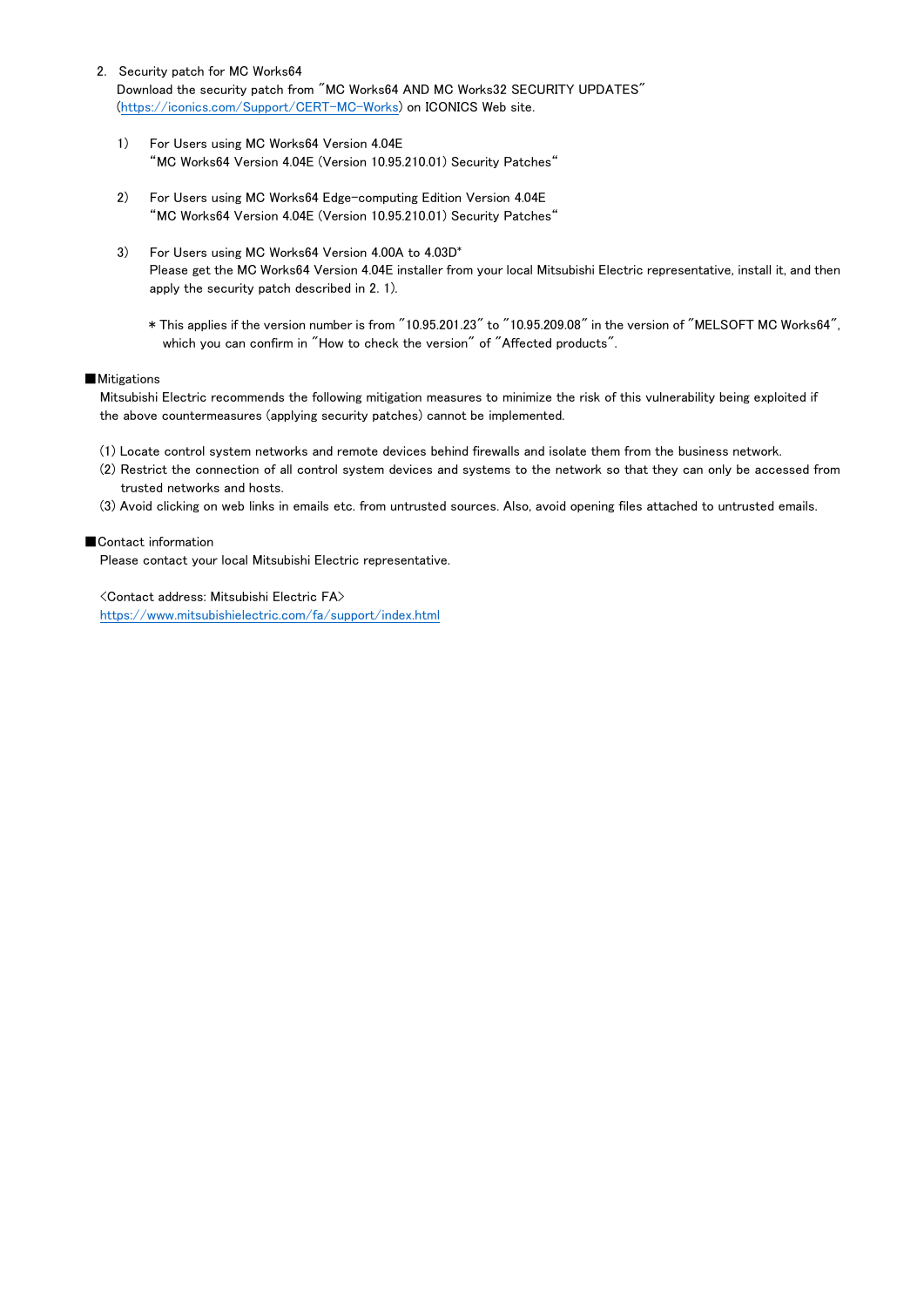2. Security patch for MC Works64

   Download the security patch from "MC Works64 AND MC Works32 SECURITY UPDATES" (https://iconics.com/Support/CERT-MC-Works) on ICONICS Web site.

   1) For Users using MC Works64 Version 4.04E

      "MC Works64 Version 4.04E (Version 10.95.210.01) Security Patches"

   2) For Users using MC Works64 Edge-computing Edition Version 4.04E

      "MC Works64 Version 4.04E (Version 10.95.210.01) Security Patches"

   3) For Users using MC Works64 Version 4.00A to 4.03D*

      Please get the MC Works64 Version 4.04E installer from your local Mitsubishi Electric representative, install it, and then apply the security patch described in 2. 1).

      * This applies if the version number is from "10.95.201.23" to "10.95.209.08" in the version of "MELSOFT MC Works64", which you can confirm in "How to check the version" of "Affected products".

## ■Mitigations

Mitsubishi Electric recommends the following mitigation measures to minimize the risk of this vulnerability being exploited if the above countermeasures (applying security patches) cannot be implemented.

(1) Locate control system networks and remote devices behind firewalls and isolate them from the business network.

(2) Restrict the connection of all control system devices and systems to the network so that they can only be accessed from trusted networks and hosts.

(3) Avoid clicking on web links in emails etc. from untrusted sources. Also, avoid opening files attached to untrusted emails.

## ■Contact information

Please contact your local Mitsubishi Electric representative.

<Contact address: Mitsubishi Electric FA>

https://www.mitsubishielectric.com/fa/support/index.html